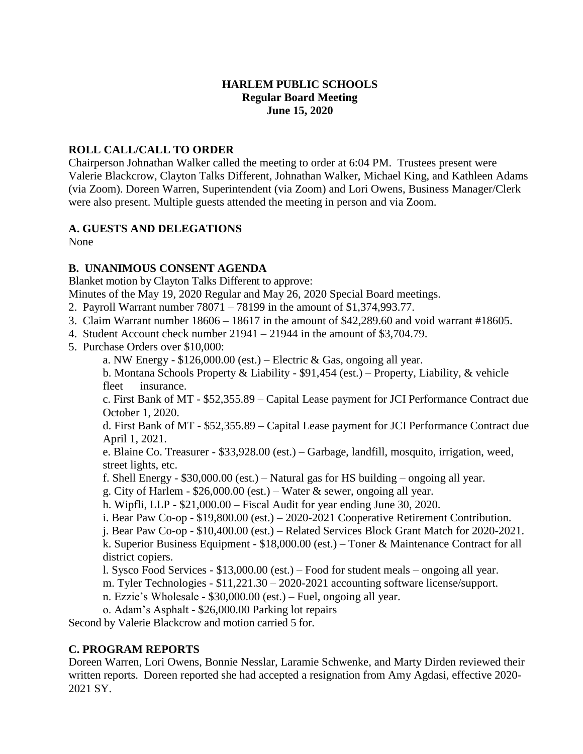# HARLEM PUBLIC SCHOOLS
## Regular Board Meeting
## June 15, 2020

### ROLL CALL/CALL TO ORDER

Chairperson Johnathan Walker called the meeting to order at 6:04 PM. Trustees present were Valerie Blackcrow, Clayton Talks Different, Johnathan Walker, Michael King, and Kathleen Adams (via Zoom). Doreen Warren, Superintendent (via Zoom) and Lori Owens, Business Manager/Clerk were also present. Multiple guests attended the meeting in person and via Zoom.

### A. GUESTS AND DELEGATIONS

None

### B. UNANIMOUS CONSENT AGENDA

Blanket motion by Clayton Talks Different to approve:

Minutes of the May 19, 2020 Regular and May 26, 2020 Special Board meetings.

2. Payroll Warrant number 78071 – 78199 in the amount of $1,374,993.77.
3. Claim Warrant number 18606 – 18617 in the amount of $42,289.60 and void warrant #18605.
4. Student Account check number 21941 – 21944 in the amount of $3,704.79.
5. Purchase Orders over $10,000:
   - a. NW Energy - $126,000.00 (est.) – Electric & Gas, ongoing all year.
   - b. Montana Schools Property & Liability - $91,454 (est.) – Property, Liability, & vehicle fleet insurance.
   - c. First Bank of MT - $52,355.89 – Capital Lease payment for JCI Performance Contract due October 1, 2020.
   - d. First Bank of MT - $52,355.89 – Capital Lease payment for JCI Performance Contract due April 1, 2021.
   - e. Blaine Co. Treasurer - $33,928.00 (est.) – Garbage, landfill, mosquito, irrigation, weed, street lights, etc.
   - f. Shell Energy - $30,000.00 (est.) – Natural gas for HS building – ongoing all year.
   - g. City of Harlem - $26,000.00 (est.) – Water & sewer, ongoing all year.
   - h. Wipfli, LLP - $21,000.00 – Fiscal Audit for year ending June 30, 2020.
   - i. Bear Paw Co-op - $19,800.00 (est.) – 2020-2021 Cooperative Retirement Contribution.
   - j. Bear Paw Co-op - $10,400.00 (est.) – Related Services Block Grant Match for 2020-2021.
   - k. Superior Business Equipment - $18,000.00 (est.) – Toner & Maintenance Contract for all district copiers.
   - l. Sysco Food Services - $13,000.00 (est.) – Food for student meals – ongoing all year.
   - m. Tyler Technologies - $11,221.30 – 2020-2021 accounting software license/support.
   - n. Ezzie's Wholesale - $30,000.00 (est.) – Fuel, ongoing all year.
   - o. Adam's Asphalt - $26,000.00 Parking lot repairs

Second by Valerie Blackcrow and motion carried 5 for.

### C. PROGRAM REPORTS

Doreen Warren, Lori Owens, Bonnie Nesslar, Laramie Schwenke, and Marty Dirden reviewed their written reports. Doreen reported she had accepted a resignation from Amy Agdasi, effective 2020-2021 SY.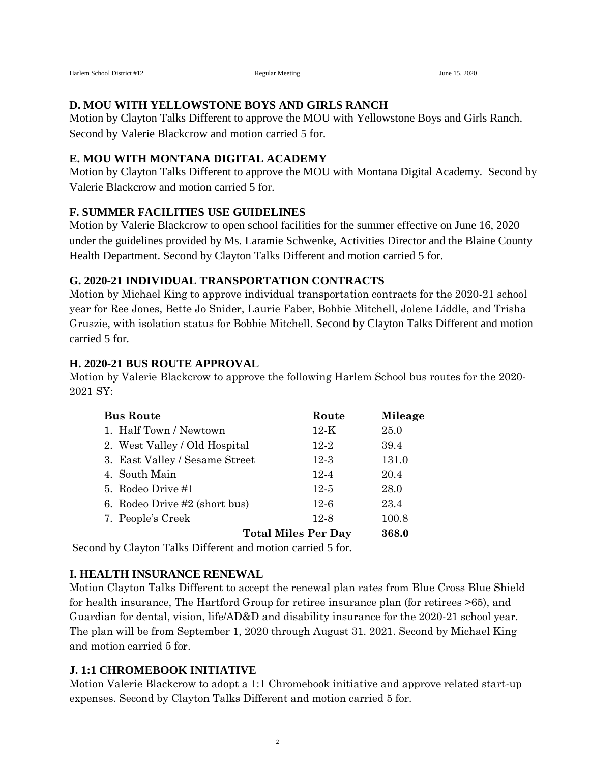### D. MOU WITH YELLOWSTONE BOYS AND GIRLS RANCH

Motion by Clayton Talks Different to approve the MOU with Yellowstone Boys and Girls Ranch. Second by Valerie Blackcrow and motion carried 5 for.

### E. MOU WITH MONTANA DIGITAL ACADEMY

Motion by Clayton Talks Different to approve the MOU with Montana Digital Academy. Second by Valerie Blackcrow and motion carried 5 for.

### F. SUMMER FACILITIES USE GUIDELINES

Motion by Valerie Blackcrow to open school facilities for the summer effective on June 16, 2020 under the guidelines provided by Ms. Laramie Schwenke, Activities Director and the Blaine County Health Department. Second by Clayton Talks Different and motion carried 5 for.

### G. 2020-21 INDIVIDUAL TRANSPORTATION CONTRACTS

Motion by Michael King to approve individual transportation contracts for the 2020-21 school year for Ree Jones, Bette Jo Snider, Laurie Faber, Bobbie Mitchell, Jolene Liddle, and Trisha Gruszie, with isolation status for Bobbie Mitchell. Second by Clayton Talks Different and motion carried 5 for.

### H. 2020-21 BUS ROUTE APPROVAL

Motion by Valerie Blackcrow to approve the following Harlem School bus routes for the 2020-2021 SY:

| Bus Route | Route | Mileage |
|---|---|---|
| 1. Half Town / Newtown | 12-K | 25.0 |
| 2. West Valley / Old Hospital | 12-2 | 39.4 |
| 3. East Valley / Sesame Street | 12-3 | 131.0 |
| 4. South Main | 12-4 | 20.4 |
| 5. Rodeo Drive #1 | 12-5 | 28.0 |
| 6. Rodeo Drive #2 (short bus) | 12-6 | 23.4 |
| 7. People's Creek | 12-8 | 100.8 |
| | **Total Miles Per Day** | **368.0** |

Second by Clayton Talks Different and motion carried 5 for.

### I. HEALTH INSURANCE RENEWAL

Motion Clayton Talks Different to accept the renewal plan rates from Blue Cross Blue Shield for health insurance, The Hartford Group for retiree insurance plan (for retirees >65), and Guardian for dental, vision, life/AD&D and disability insurance for the 2020-21 school year. The plan will be from September 1, 2020 through August 31. 2021. Second by Michael King and motion carried 5 for.

### J. 1:1 CHROMEBOOK INITIATIVE

Motion Valerie Blackcrow to adopt a 1:1 Chromebook initiative and approve related start-up expenses. Second by Clayton Talks Different and motion carried 5 for.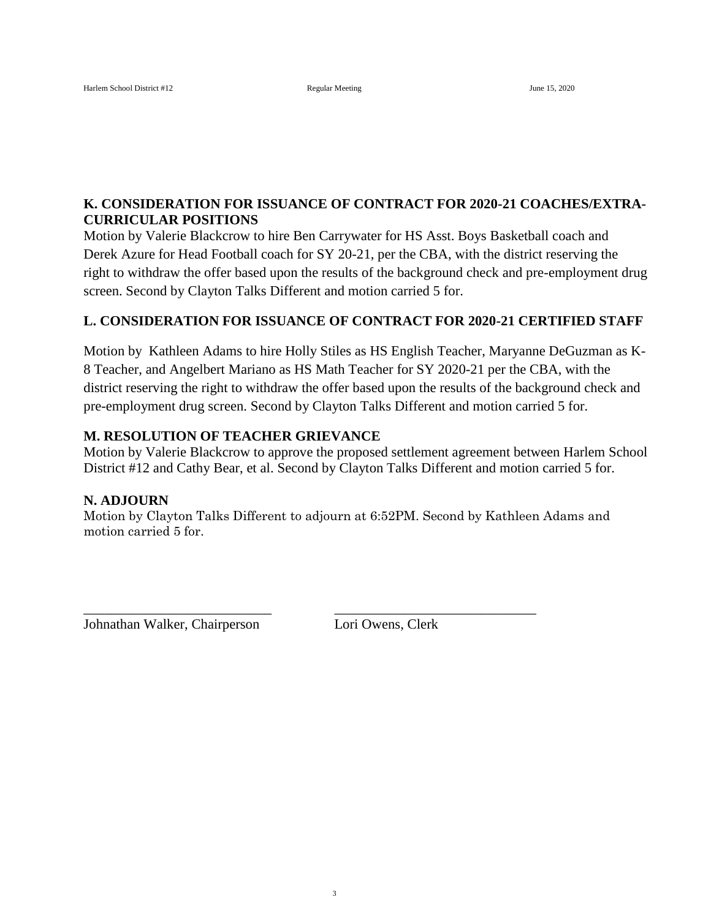**K. CONSIDERATION FOR ISSUANCE OF CONTRACT FOR 2020-21 COACHES/EXTRA-CURRICULAR POSITIONS**

Motion by Valerie Blackcrow to hire Ben Carrywater for HS Asst. Boys Basketball coach and Derek Azure for Head Football coach for SY 20-21, per the CBA, with the district reserving the right to withdraw the offer based upon the results of the background check and pre-employment drug screen. Second by Clayton Talks Different and motion carried 5 for.

**L. CONSIDERATION FOR ISSUANCE OF CONTRACT FOR 2020-21 CERTIFIED STAFF**

Motion by Kathleen Adams to hire Holly Stiles as HS English Teacher, Maryanne DeGuzman as K-8 Teacher, and Angelbert Mariano as HS Math Teacher for SY 2020-21 per the CBA, with the district reserving the right to withdraw the offer based upon the results of the background check and pre-employment drug screen. Second by Clayton Talks Different and motion carried 5 for.

**M. RESOLUTION OF TEACHER GRIEVANCE**

Motion by Valerie Blackcrow to approve the proposed settlement agreement between Harlem School District #12 and Cathy Bear, et al. Second by Clayton Talks Different and motion carried 5 for.

**N. ADJOURN**

Motion by Clayton Talks Different to adjourn at 6:52PM. Second by Kathleen Adams and motion carried 5 for.

____________________________ ______________________________

Johnathan Walker, Chairperson Lori Owens, Clerk